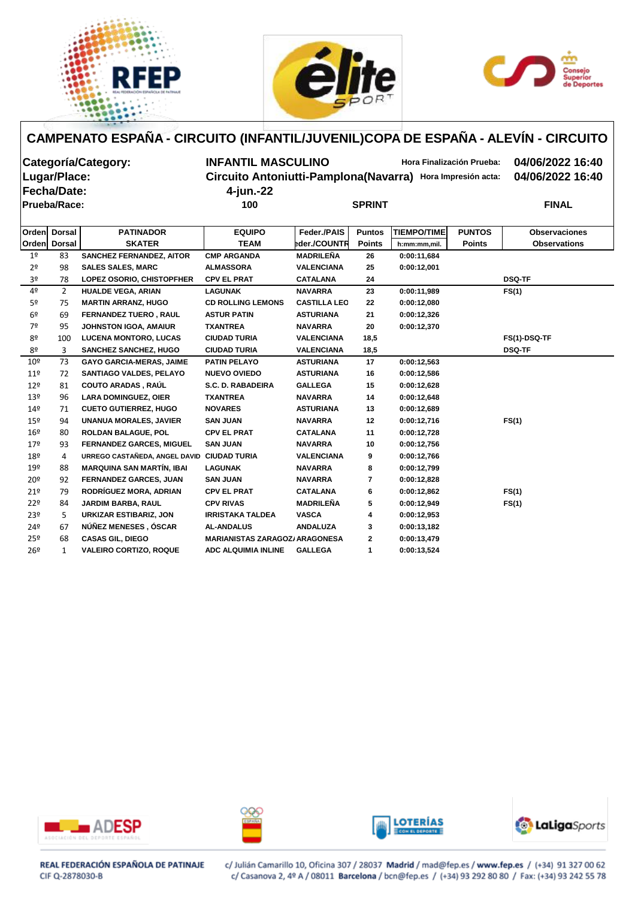# CAMPENATO ESPAÑA - CIRCUITO (INFANTIL/JUVENIL)COPA DE ESPAÑA - ALEVÍN - CIRCUITO

**Categoría/Category:** INFANTIL MASCULINO — **Hora Finalización Prueba:** 04/06/2022 16:40

**Lugar/Place:** Circuito Antoniutti-Pamplona(Navarra) — **Hora Impresión acta:** 04/06/2022 16:40

**Fecha/Date:** 4-jun.-22

**Prueba/Race:** 100 — SPRINT — FINAL

| Orden<br>Orden | Dorsal<br>Dorsal | PATINADOR<br>SKATER | EQUIPO<br>TEAM | Feder./PAIS<br>Feder./COUNTR | Puntos<br>Points | TIEMPO/TIME<br>h:mm:mm,mil. | PUNTOS<br>Points | Observaciones<br>Observations |
|---|---|---|---|---|---|---|---|---|
| 1º | 83 | SANCHEZ FERNANDEZ, AITOR | CMP ARGANDA | MADRILEÑA | 26 | 0:00:11,684 | | |
| 2º | 98 | SALES SALES, MARC | ALMASSORA | VALENCIANA | 25 | 0:00:12,001 | | |
| 3º | 78 | LOPEZ OSORIO, CHISTOPFHER | CPV EL PRAT | CATALANA | 24 | | | DSQ-TF |
| 4º | 2 | HUALDE VEGA, ARIAN | LAGUNAK | NAVARRA | 23 | 0:00:11,989 | | FS(1) |
| 5º | 75 | MARTIN ARRANZ, HUGO | CD ROLLING LEMONS | CASTILLA LEO | 22 | 0:00:12,080 | | |
| 6º | 69 | FERNANDEZ TUERO , RAUL | ASTUR PATIN | ASTURIANA | 21 | 0:00:12,326 | | |
| 7º | 95 | JOHNSTON IGOA, AMAIUR | TXANTREA | NAVARRA | 20 | 0:00:12,370 | | |
| 8º | 100 | LUCENA MONTORO, LUCAS | CIUDAD TURIA | VALENCIANA | 18,5 | | | FS(1)-DSQ-TF |
| 8º | 3 | SANCHEZ SANCHEZ, HUGO | CIUDAD TURIA | VALENCIANA | 18,5 | | | DSQ-TF |
| 10º | 73 | GAYO GARCIA-MERAS, JAIME | PATIN PELAYO | ASTURIANA | 17 | 0:00:12,563 | | |
| 11º | 72 | SANTIAGO VALDES, PELAYO | NUEVO OVIEDO | ASTURIANA | 16 | 0:00:12,586 | | |
| 12º | 81 | COUTO ARADAS , RAÚL | S.C. D. RABADEIRA | GALLEGA | 15 | 0:00:12,628 | | |
| 13º | 96 | LARA DOMINGUEZ, OIER | TXANTREA | NAVARRA | 14 | 0:00:12,648 | | |
| 14º | 71 | CUETO GUTIERREZ, HUGO | NOVARES | ASTURIANA | 13 | 0:00:12,689 | | |
| 15º | 94 | UNANUA MORALES, JAVIER | SAN JUAN | NAVARRA | 12 | 0:00:12,716 | | FS(1) |
| 16º | 80 | ROLDAN BALAGUE, POL | CPV EL PRAT | CATALANA | 11 | 0:00:12,728 | | |
| 17º | 93 | FERNANDEZ GARCES, MIGUEL | SAN JUAN | NAVARRA | 10 | 0:00:12,756 | | |
| 18º | 4 | URREGO CASTAÑEDA, ANGEL DAVID | CIUDAD TURIA | VALENCIANA | 9 | 0:00:12,766 | | |
| 19º | 88 | MARQUINA SAN MARTÍN, IBAI | LAGUNAK | NAVARRA | 8 | 0:00:12,799 | | |
| 20º | 92 | FERNANDEZ GARCES, JUAN | SAN JUAN | NAVARRA | 7 | 0:00:12,828 | | |
| 21º | 79 | RODRÍGUEZ MORA, ADRIAN | CPV EL PRAT | CATALANA | 6 | 0:00:12,862 | | FS(1) |
| 22º | 84 | JARDIM BARBA, RAUL | CPV RIVAS | MADRILEÑA | 5 | 0:00:12,949 | | FS(1) |
| 23º | 5 | URKIZAR ESTIBARIZ, JON | IRRISTAKA TALDEA | VASCA | 4 | 0:00:12,953 | | |
| 24º | 67 | NÚÑEZ MENESES , ÓSCAR | AL-ANDALUS | ANDALUZA | 3 | 0:00:13,182 | | |
| 25º | 68 | CASAS GIL, DIEGO | MARIANISTAS ZARAGOZA | ARAGONESA | 2 | 0:00:13,479 | | |
| 26º | 1 | VALEIRO CORTIZO, ROQUE | ADC ALQUIMIA INLINE | GALLEGA | 1 | 0:00:13,524 | | |

REAL FEDERACIÓN ESPAÑOLA DE PATINAJE
CIF Q-2878030-B

c/ Julián Camarillo 10, Oficina 307 / 28037 Madrid / mad@fep.es / www.fep.es / (+34) 91 327 00 62
c/ Casanova 2, 4º A / 08011 Barcelona / bcn@fep.es / (+34) 93 292 80 80 / Fax: (+34) 93 242 55 78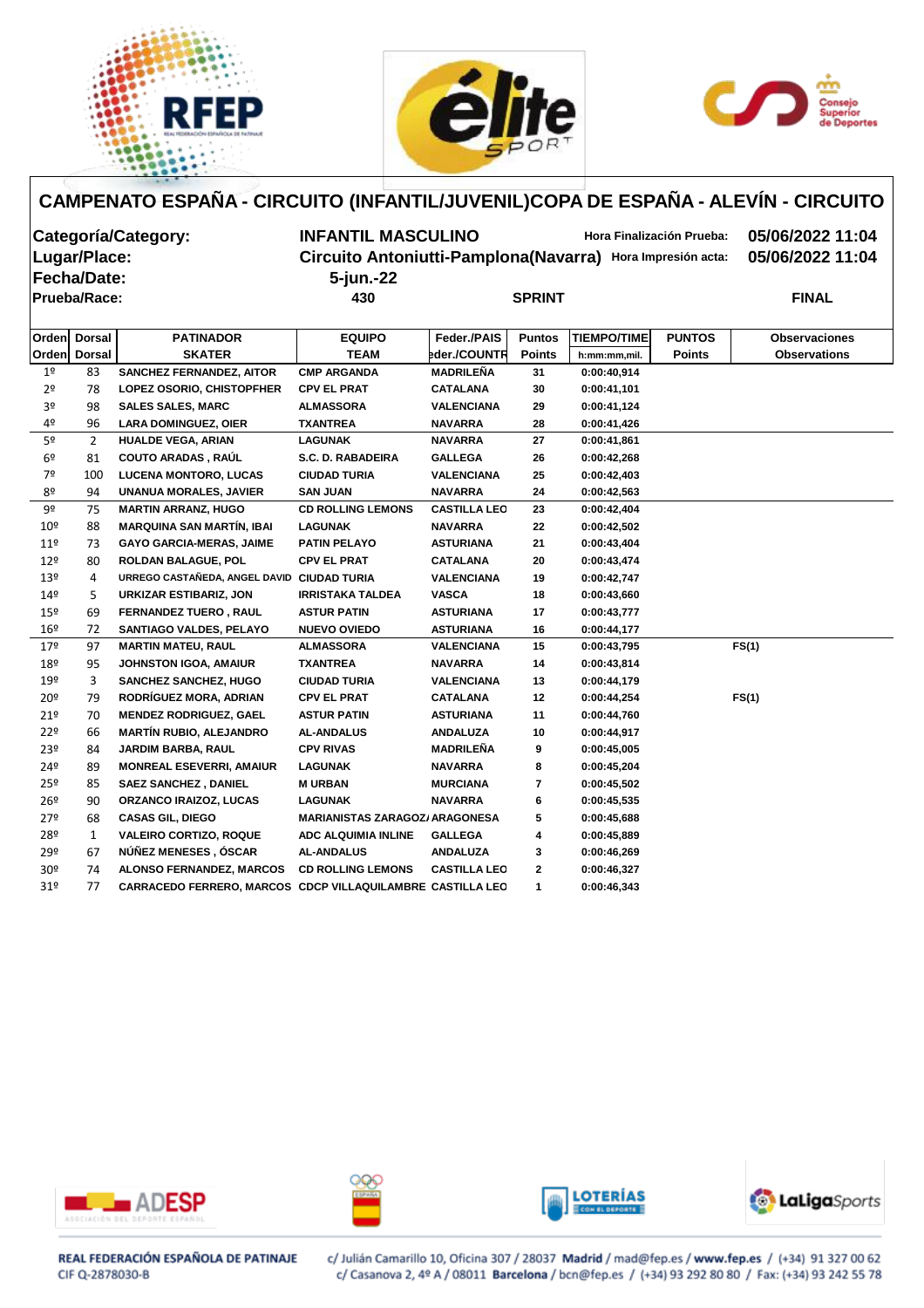# CAMPENATO ESPAÑA - CIRCUITO (INFANTIL/JUVENIL)COPA DE ESPAÑA - ALEVÍN - CIRCUITO

**Categoría/Category:** INFANTIL MASCULINO — **Hora Finalización Prueba:** 05/06/2022 11:04

**Lugar/Place:** Circuito Antoniutti-Pamplona(Navarra) — **Hora Impresión acta:** 05/06/2022 11:04

**Fecha/Date:** 5-jun.-22

**Prueba/Race:** 430 — SPRINT — FINAL

| Orden<br>Orden | Dorsal<br>Dorsal | PATINADOR<br>SKATER | EQUIPO<br>TEAM | Feder./PAIS<br>Feder./COUNTR | Puntos<br>Points | TIEMPO/TIME<br>h:mm:mm,mil. | PUNTOS<br>Points | Observaciones<br>Observations |
|---|---|---|---|---|---|---|---|---|
| 1º | 83 | SANCHEZ FERNANDEZ, AITOR | CMP ARGANDA | MADRILEÑA | 31 | 0:00:40,914 | | |
| 2º | 78 | LOPEZ OSORIO, CHISTOPFHER | CPV EL PRAT | CATALANA | 30 | 0:00:41,101 | | |
| 3º | 98 | SALES SALES, MARC | ALMASSORA | VALENCIANA | 29 | 0:00:41,124 | | |
| 4º | 96 | LARA DOMINGUEZ, OIER | TXANTREA | NAVARRA | 28 | 0:00:41,426 | | |
| 5º | 2 | HUALDE VEGA, ARIAN | LAGUNAK | NAVARRA | 27 | 0:00:41,861 | | |
| 6º | 81 | COUTO ARADAS , RAÚL | S.C. D. RABADEIRA | GALLEGA | 26 | 0:00:42,268 | | |
| 7º | 100 | LUCENA MONTORO, LUCAS | CIUDAD TURIA | VALENCIANA | 25 | 0:00:42,403 | | |
| 8º | 94 | UNANUA MORALES, JAVIER | SAN JUAN | NAVARRA | 24 | 0:00:42,563 | | |
| 9º | 75 | MARTIN ARRANZ, HUGO | CD ROLLING LEMONS | CASTILLA LEO | 23 | 0:00:42,404 | | |
| 10º | 88 | MARQUINA SAN MARTÍN, IBAI | LAGUNAK | NAVARRA | 22 | 0:00:42,502 | | |
| 11º | 73 | GAYO GARCIA-MERAS, JAIME | PATIN PELAYO | ASTURIANA | 21 | 0:00:43,404 | | |
| 12º | 80 | ROLDAN BALAGUE, POL | CPV EL PRAT | CATALANA | 20 | 0:00:43,474 | | |
| 13º | 4 | URREGO CASTAÑEDA, ANGEL DAVID | CIUDAD TURIA | VALENCIANA | 19 | 0:00:42,747 | | |
| 14º | 5 | URKIZAR ESTIBARIZ, JON | IRRISTAKA TALDEA | VASCA | 18 | 0:00:43,660 | | |
| 15º | 69 | FERNANDEZ TUERO , RAUL | ASTUR PATIN | ASTURIANA | 17 | 0:00:43,777 | | |
| 16º | 72 | SANTIAGO VALDES, PELAYO | NUEVO OVIEDO | ASTURIANA | 16 | 0:00:44,177 | | |
| 17º | 97 | MARTIN MATEU, RAUL | ALMASSORA | VALENCIANA | 15 | 0:00:43,795 | | FS(1) |
| 18º | 95 | JOHNSTON IGOA, AMAIUR | TXANTREA | NAVARRA | 14 | 0:00:43,814 | | |
| 19º | 3 | SANCHEZ SANCHEZ, HUGO | CIUDAD TURIA | VALENCIANA | 13 | 0:00:44,179 | | |
| 20º | 79 | RODRÍGUEZ MORA, ADRIAN | CPV EL PRAT | CATALANA | 12 | 0:00:44,254 | | FS(1) |
| 21º | 70 | MENDEZ RODRIGUEZ, GAEL | ASTUR PATIN | ASTURIANA | 11 | 0:00:44,760 | | |
| 22º | 66 | MARTÍN RUBIO, ALEJANDRO | AL-ANDALUS | ANDALUZA | 10 | 0:00:44,917 | | |
| 23º | 84 | JARDIM BARBA, RAUL | CPV RIVAS | MADRILEÑA | 9 | 0:00:45,005 | | |
| 24º | 89 | MONREAL ESEVERRI, AMAIUR | LAGUNAK | NAVARRA | 8 | 0:00:45,204 | | |
| 25º | 85 | SAEZ SANCHEZ , DANIEL | M URBAN | MURCIANA | 7 | 0:00:45,502 | | |
| 26º | 90 | ORZANCO IRAIZOZ, LUCAS | LAGUNAK | NAVARRA | 6 | 0:00:45,535 | | |
| 27º | 68 | CASAS GIL, DIEGO | MARIANISTAS ZARAGOZA | ARAGONESA | 5 | 0:00:45,688 | | |
| 28º | 1 | VALEIRO CORTIZO, ROQUE | ADC ALQUIMIA INLINE | GALLEGA | 4 | 0:00:45,889 | | |
| 29º | 67 | NÚÑEZ MENESES , ÓSCAR | AL-ANDALUS | ANDALUZA | 3 | 0:00:46,269 | | |
| 30º | 74 | ALONSO FERNANDEZ, MARCOS | CD ROLLING LEMONS | CASTILLA LEO | 2 | 0:00:46,327 | | |
| 31º | 77 | CARRACEDO FERRERO, MARCOS | CDCP VILLAQUILAMBRE | CASTILLA LEO | 1 | 0:00:46,343 | | |

REAL FEDERACIÓN ESPAÑOLA DE PATINAJE
CIF Q-2878030-B

c/ Julián Camarillo 10, Oficina 307 / 28037 Madrid / mad@fep.es / www.fep.es / (+34) 91 327 00 62
c/ Casanova 2, 4º A / 08011 Barcelona / bcn@fep.es / (+34) 93 292 80 80 / Fax: (+34) 93 242 55 78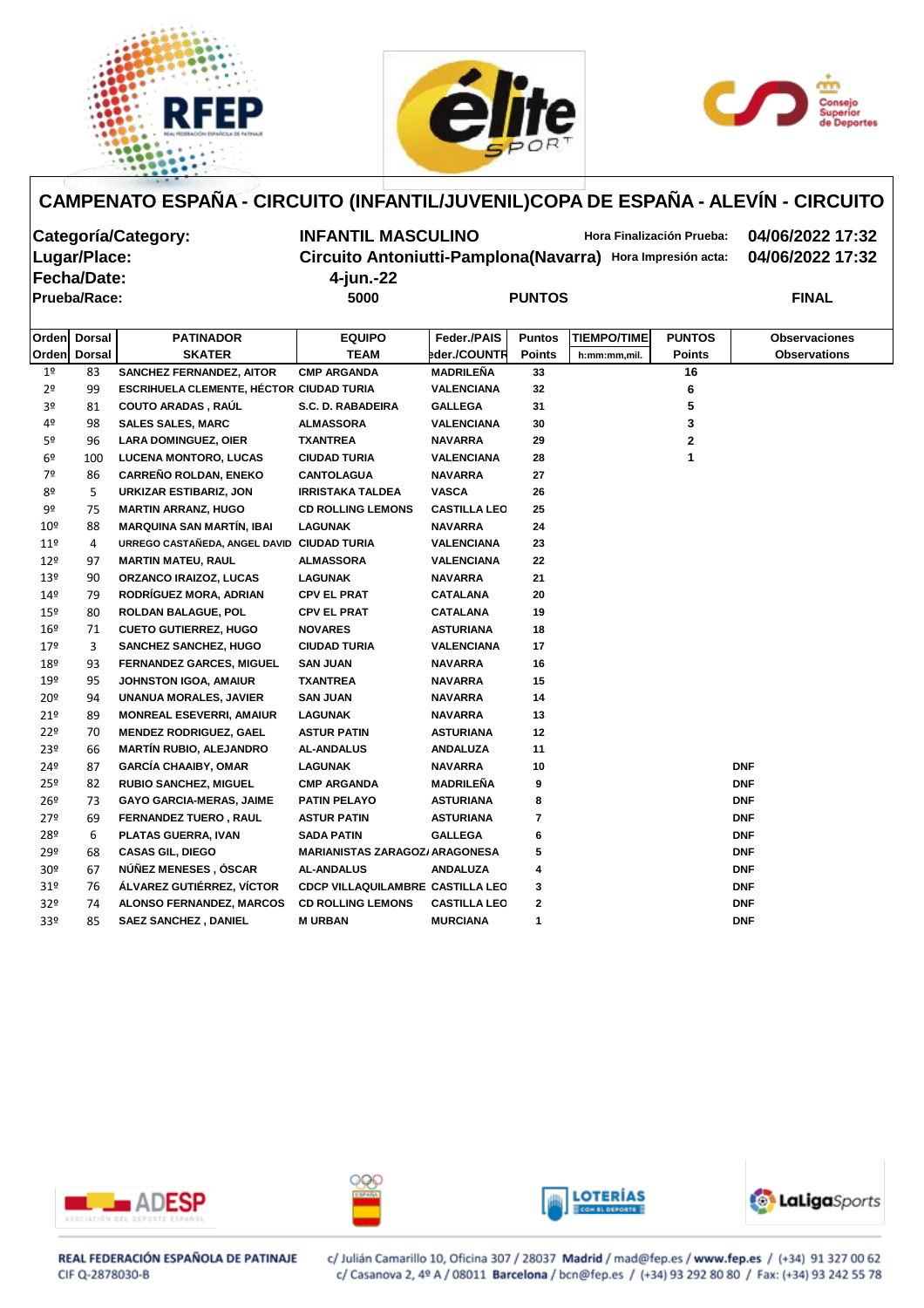# CAMPENATO ESPAÑA - CIRCUITO (INFANTIL/JUVENIL)COPA DE ESPAÑA - ALEVÍN - CIRCUITO

**Categoría/Category:** INFANTIL MASCULINO — Hora Finalización Prueba: 04/06/2022 17:32

**Lugar/Place:** Circuito Antoniutti-Pamplona(Navarra) — Hora Impresión acta: 04/06/2022 17:32

**Fecha/Date:** 4-jun.-22

**Prueba/Race:** 5000 — PUNTOS — FINAL

| Orden<br>Orden | Dorsal<br>Dorsal | PATINADOR<br>SKATER | EQUIPO<br>TEAM | Feder./PAIS<br>Feder./COUNTR | Puntos<br>Points | TIEMPO/TIME<br>h:mm:mm,mil. | PUNTOS<br>Points | Observaciones<br>Observations |
|---|---|---|---|---|---|---|---|---|
| 1º | 83 | SANCHEZ FERNANDEZ, AITOR | CMP ARGANDA | MADRILEÑA | 33 | | 16 | |
| 2º | 99 | ESCRIHUELA CLEMENTE, HÉCTOR | CIUDAD TURIA | VALENCIANA | 32 | | 6 | |
| 3º | 81 | COUTO ARADAS , RAÚL | S.C. D. RABADEIRA | GALLEGA | 31 | | 5 | |
| 4º | 98 | SALES SALES, MARC | ALMASSORA | VALENCIANA | 30 | | 3 | |
| 5º | 96 | LARA DOMINGUEZ, OIER | TXANTREA | NAVARRA | 29 | | 2 | |
| 6º | 100 | LUCENA MONTORO, LUCAS | CIUDAD TURIA | VALENCIANA | 28 | | 1 | |
| 7º | 86 | CARREÑO ROLDAN, ENEKO | CANTOLAGUA | NAVARRA | 27 | | | |
| 8º | 5 | URKIZAR ESTIBARIZ, JON | IRRISTAKA TALDEA | VASCA | 26 | | | |
| 9º | 75 | MARTIN ARRANZ, HUGO | CD ROLLING LEMONS | CASTILLA LEO | 25 | | | |
| 10º | 88 | MARQUINA SAN MARTÍN, IBAI | LAGUNAK | NAVARRA | 24 | | | |
| 11º | 4 | URREGO CASTAÑEDA, ANGEL DAVID | CIUDAD TURIA | VALENCIANA | 23 | | | |
| 12º | 97 | MARTIN MATEU, RAUL | ALMASSORA | VALENCIANA | 22 | | | |
| 13º | 90 | ORZANCO IRAIZOZ, LUCAS | LAGUNAK | NAVARRA | 21 | | | |
| 14º | 79 | RODRÍGUEZ MORA, ADRIAN | CPV EL PRAT | CATALANA | 20 | | | |
| 15º | 80 | ROLDAN BALAGUE, POL | CPV EL PRAT | CATALANA | 19 | | | |
| 16º | 71 | CUETO GUTIERREZ, HUGO | NOVARES | ASTURIANA | 18 | | | |
| 17º | 3 | SANCHEZ SANCHEZ, HUGO | CIUDAD TURIA | VALENCIANA | 17 | | | |
| 18º | 93 | FERNANDEZ GARCES, MIGUEL | SAN JUAN | NAVARRA | 16 | | | |
| 19º | 95 | JOHNSTON IGOA, AMAIUR | TXANTREA | NAVARRA | 15 | | | |
| 20º | 94 | UNANUA MORALES, JAVIER | SAN JUAN | NAVARRA | 14 | | | |
| 21º | 89 | MONREAL ESEVERRI, AMAIUR | LAGUNAK | NAVARRA | 13 | | | |
| 22º | 70 | MENDEZ RODRIGUEZ, GAEL | ASTUR PATIN | ASTURIANA | 12 | | | |
| 23º | 66 | MARTÍN RUBIO, ALEJANDRO | AL-ANDALUS | ANDALUZA | 11 | | | |
| 24º | 87 | GARCÍA CHAAIBY, OMAR | LAGUNAK | NAVARRA | 10 | | | DNF |
| 25º | 82 | RUBIO SANCHEZ, MIGUEL | CMP ARGANDA | MADRILEÑA | 9 | | | DNF |
| 26º | 73 | GAYO GARCIA-MERAS, JAIME | PATIN PELAYO | ASTURIANA | 8 | | | DNF |
| 27º | 69 | FERNANDEZ TUERO , RAUL | ASTUR PATIN | ASTURIANA | 7 | | | DNF |
| 28º | 6 | PLATAS GUERRA, IVAN | SADA PATIN | GALLEGA | 6 | | | DNF |
| 29º | 68 | CASAS GIL, DIEGO | MARIANISTAS ZARAGOZA | ARAGONESA | 5 | | | DNF |
| 30º | 67 | NÚÑEZ MENESES , ÓSCAR | AL-ANDALUS | ANDALUZA | 4 | | | DNF |
| 31º | 76 | ÁLVAREZ GUTIÉRREZ, VÍCTOR | CDCP VILLAQUILAMBRE | CASTILLA LEO | 3 | | | DNF |
| 32º | 74 | ALONSO FERNANDEZ, MARCOS | CD ROLLING LEMONS | CASTILLA LEO | 2 | | | DNF |
| 33º | 85 | SAEZ SANCHEZ , DANIEL | M URBAN | MURCIANA | 1 | | | DNF |

REAL FEDERACIÓN ESPAÑOLA DE PATINAJE
CIF Q-2878030-B

c/ Julián Camarillo 10, Oficina 307 / 28037 **Madrid** / mad@fep.es / **www.fep.es** / (+34) 91 327 00 62
c/ Casanova 2, 4º A / 08011 **Barcelona** / bcn@fep.es / (+34) 93 292 80 80 / Fax: (+34) 93 242 55 78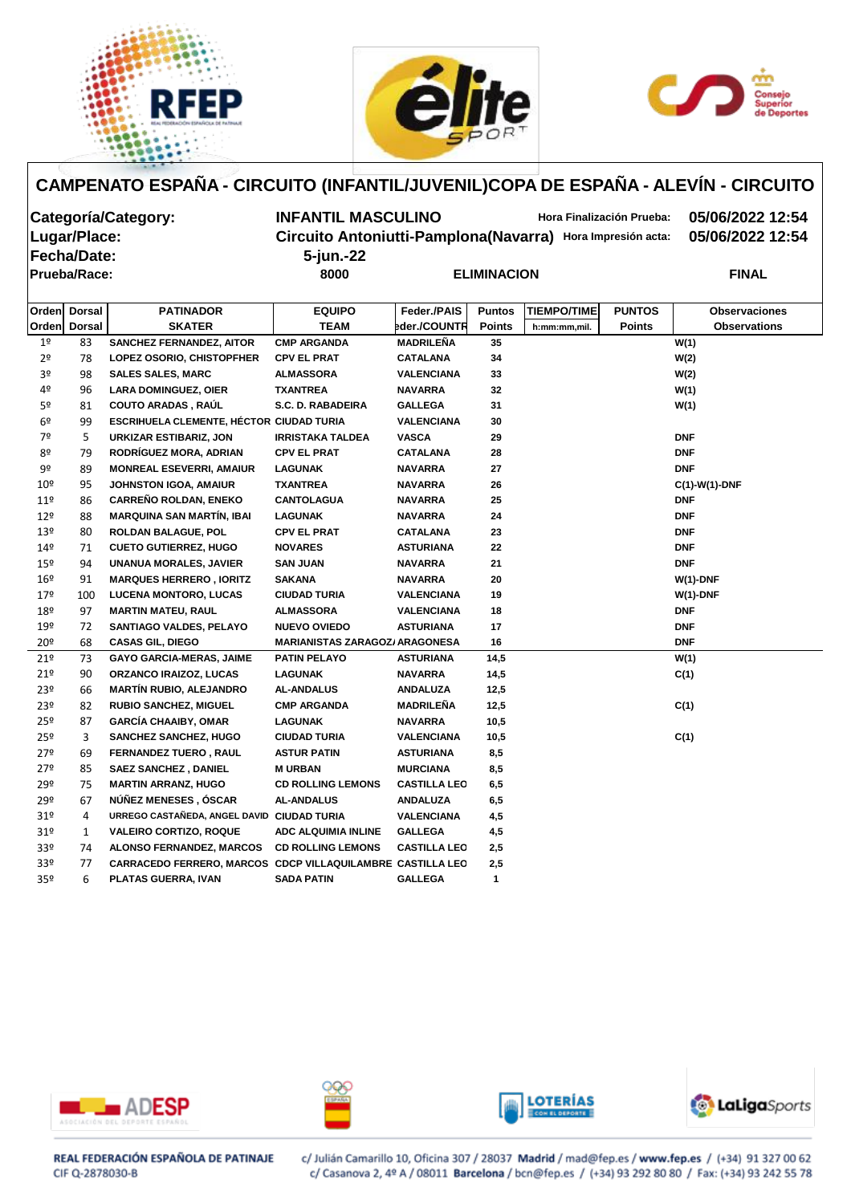# CAMPENATO ESPAÑA - CIRCUITO (INFANTIL/JUVENIL)COPA DE ESPAÑA - ALEVÍN - CIRCUITO

**Categoría/Category:** INFANTIL MASCULINO — Hora Finalización Prueba: 05/06/2022 12:54

**Lugar/Place:** Circuito Antoniutti-Pamplona(Navarra) — Hora Impresión acta: 05/06/2022 12:54

**Fecha/Date:** 5-jun.-22

**Prueba/Race:** 8000 — ELIMINACION — FINAL

| Orden<br>Orden | Dorsal<br>Dorsal | PATINADOR<br>SKATER | EQUIPO<br>TEAM | Feder./PAIS<br>Feder./COUNTR | Puntos<br>Points | TIEMPO/TIME<br>h:mm:mm,mil. | PUNTOS<br>Points | Observaciones<br>Observations |
|---|---|---|---|---|---|---|---|---|
| 1º | 83 | SANCHEZ FERNANDEZ, AITOR | CMP ARGANDA | MADRILEÑA | 35 | | | W(1) |
| 2º | 78 | LOPEZ OSORIO, CHISTOPFHER | CPV EL PRAT | CATALANA | 34 | | | W(2) |
| 3º | 98 | SALES SALES, MARC | ALMASSORA | VALENCIANA | 33 | | | W(2) |
| 4º | 96 | LARA DOMINGUEZ, OIER | TXANTREA | NAVARRA | 32 | | | W(1) |
| 5º | 81 | COUTO ARADAS , RAÚL | S.C. D. RABADEIRA | GALLEGA | 31 | | | W(1) |
| 6º | 99 | ESCRIHUELA CLEMENTE, HÉCTOR | CIUDAD TURIA | VALENCIANA | 30 | | | |
| 7º | 5 | URKIZAR ESTIBARIZ, JON | IRRISTAKA TALDEA | VASCA | 29 | | | DNF |
| 8º | 79 | RODRÍGUEZ MORA, ADRIAN | CPV EL PRAT | CATALANA | 28 | | | DNF |
| 9º | 89 | MONREAL ESEVERRI, AMAIUR | LAGUNAK | NAVARRA | 27 | | | DNF |
| 10º | 95 | JOHNSTON IGOA, AMAIUR | TXANTREA | NAVARRA | 26 | | | C(1)-W(1)-DNF |
| 11º | 86 | CARREÑO ROLDAN, ENEKO | CANTOLAGUA | NAVARRA | 25 | | | DNF |
| 12º | 88 | MARQUINA SAN MARTÍN, IBAI | LAGUNAK | NAVARRA | 24 | | | DNF |
| 13º | 80 | ROLDAN BALAGUE, POL | CPV EL PRAT | CATALANA | 23 | | | DNF |
| 14º | 71 | CUETO GUTIERREZ, HUGO | NOVARES | ASTURIANA | 22 | | | DNF |
| 15º | 94 | UNANUA MORALES, JAVIER | SAN JUAN | NAVARRA | 21 | | | DNF |
| 16º | 91 | MARQUES HERRERO , IORITZ | SAKANA | NAVARRA | 20 | | | W(1)-DNF |
| 17º | 100 | LUCENA MONTORO, LUCAS | CIUDAD TURIA | VALENCIANA | 19 | | | W(1)-DNF |
| 18º | 97 | MARTIN MATEU, RAUL | ALMASSORA | VALENCIANA | 18 | | | DNF |
| 19º | 72 | SANTIAGO VALDES, PELAYO | NUEVO OVIEDO | ASTURIANA | 17 | | | DNF |
| 20º | 68 | CASAS GIL, DIEGO | MARIANISTAS ZARAGOZA | ARAGONESA | 16 | | | DNF |
| 21º | 73 | GAYO GARCIA-MERAS, JAIME | PATIN PELAYO | ASTURIANA | 14,5 | | | W(1) |
| 21º | 90 | ORZANCO IRAIZOZ, LUCAS | LAGUNAK | NAVARRA | 14,5 | | | C(1) |
| 23º | 66 | MARTÍN RUBIO, ALEJANDRO | AL-ANDALUS | ANDALUZA | 12,5 | | | |
| 23º | 82 | RUBIO SANCHEZ, MIGUEL | CMP ARGANDA | MADRILEÑA | 12,5 | | | C(1) |
| 25º | 87 | GARCÍA CHAAIBY, OMAR | LAGUNAK | NAVARRA | 10,5 | | | |
| 25º | 3 | SANCHEZ SANCHEZ, HUGO | CIUDAD TURIA | VALENCIANA | 10,5 | | | C(1) |
| 27º | 69 | FERNANDEZ TUERO , RAUL | ASTUR PATIN | ASTURIANA | 8,5 | | | |
| 27º | 85 | SAEZ SANCHEZ , DANIEL | M URBAN | MURCIANA | 8,5 | | | |
| 29º | 75 | MARTIN ARRANZ, HUGO | CD ROLLING LEMONS | CASTILLA LEO | 6,5 | | | |
| 29º | 67 | NÚÑEZ MENESES , ÓSCAR | AL-ANDALUS | ANDALUZA | 6,5 | | | |
| 31º | 4 | URREGO CASTAÑEDA, ANGEL DAVID | CIUDAD TURIA | VALENCIANA | 4,5 | | | |
| 31º | 1 | VALEIRO CORTIZO, ROQUE | ADC ALQUIMIA INLINE | GALLEGA | 4,5 | | | |
| 33º | 74 | ALONSO FERNANDEZ, MARCOS | CD ROLLING LEMONS | CASTILLA LEO | 2,5 | | | |
| 33º | 77 | CARRACEDO FERRERO, MARCOS | CDCP VILLAQUILAMBRE | CASTILLA LEO | 2,5 | | | |
| 35º | 6 | PLATAS GUERRA, IVAN | SADA PATIN | GALLEGA | 1 | | | |

REAL FEDERACIÓN ESPAÑOLA DE PATINAJE
CIF Q-2878030-B

c/ Julián Camarillo 10, Oficina 307 / 28037 Madrid / mad@fep.es / www.fep.es / (+34) 91 327 00 62
c/ Casanova 2, 4º A / 08011 Barcelona / bcn@fep.es / (+34) 93 292 80 80 / Fax: (+34) 93 242 55 78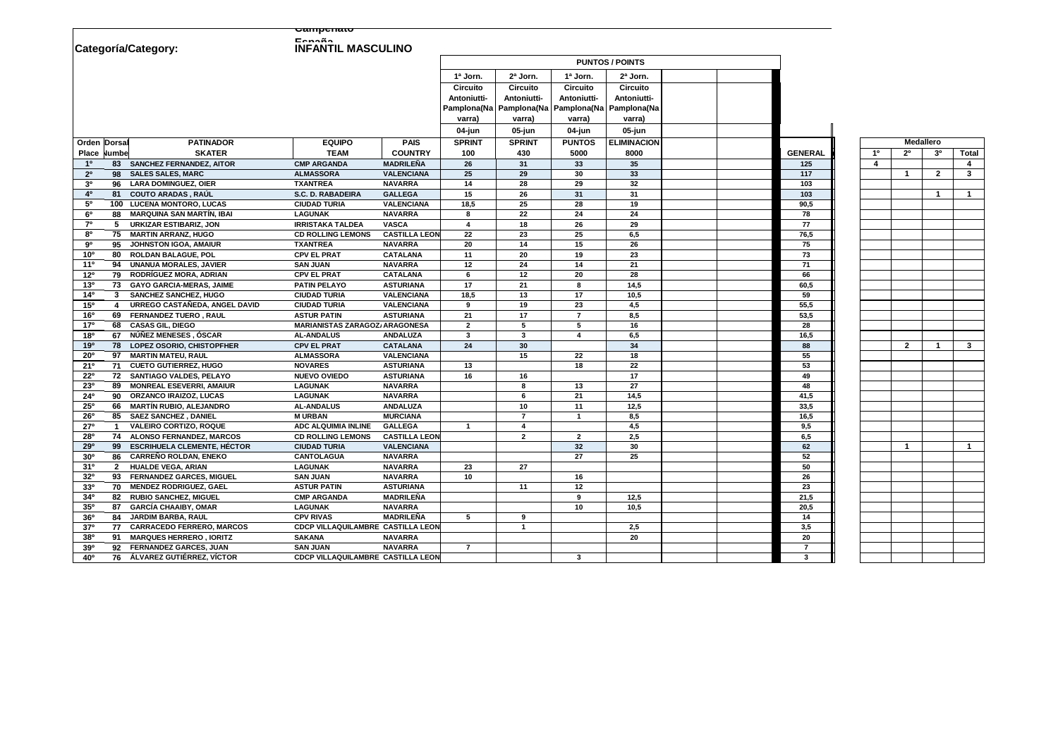Campeonato España

Categoría/Category: INFANTIL MASCULINO

| Orden Place | Dorsal Number | PATINADOR SKATER | EQUIPO TEAM | PAIS COUNTRY | 1ª Jorn. Circuito Antoniutti-Pamplona(Navarra) 04-jun SPRINT 100 | 2ª Jorn. Circuito Antoniutti-Pamplona(Navarra) 05-jun SPRINT 430 | 1ª Jorn. Circuito Antoniutti-Pamplona(Navarra) 04-jun PUNTOS 5000 | 2ª Jorn. Circuito Antoniutti-Pamplona(Navarra) 05-jun ELIMINACION 8000 | | | GENERAL | Medallero 1º | 2º | 3º | Total |
|---|---|---|---|---|---|---|---|---|---|---|---|---|---|---|---|
| 1º | 83 | SANCHEZ FERNANDEZ, AITOR | CMP ARGANDA | MADRILEÑA | 26 | 31 | 33 | 35 | | | 125 | 4 | | | 4 |
| 2º | 98 | SALES SALES, MARC | ALMASSORA | VALENCIANA | 25 | 29 | 30 | 33 | | | 117 | | 1 | 2 | 3 |
| 3º | 96 | LARA DOMINGUEZ, OIER | TXANTREA | NAVARRA | 14 | 28 | 29 | 32 | | | 103 | | | | |
| 4º | 81 | COUTO ARADAS , RAÚL | S.C. D. RABADEIRA | GALLEGA | 15 | 26 | 31 | 31 | | | 103 | | | 1 | 1 |
| 5º | 100 | LUCENA MONTORO, LUCAS | CIUDAD TURIA | VALENCIANA | 18,5 | 25 | 28 | 19 | | | 90,5 | | | | |
| 6º | 88 | MARQUINA SAN MARTÍN, IBAI | LAGUNAK | NAVARRA | 8 | 22 | 24 | 24 | | | 78 | | | | |
| 7º | 5 | URKIZAR ESTIBARIZ, JON | IRRISTAKA TALDEA | VASCA | 4 | 18 | 26 | 29 | | | 77 | | | | |
| 8º | 75 | MARTIN ARRANZ, HUGO | CD ROLLING LEMONS | CASTILLA LEON | 22 | 23 | 25 | 6,5 | | | 76,5 | | | | |
| 9º | 95 | JOHNSTON IGOA, AMAIUR | TXANTREA | NAVARRA | 20 | 14 | 15 | 26 | | | 75 | | | | |
| 10º | 80 | ROLDAN BALAGUE, POL | CPV EL PRAT | CATALANA | 11 | 20 | 19 | 23 | | | 73 | | | | |
| 11º | 94 | UNANUA MORALES, JAVIER | SAN JUAN | NAVARRA | 12 | 24 | 14 | 21 | | | 71 | | | | |
| 12º | 79 | RODRÍGUEZ MORA, ADRIAN | CPV EL PRAT | CATALANA | 6 | 12 | 20 | 28 | | | 66 | | | | |
| 13º | 73 | GAYO GARCIA-MERAS, JAIME | PATIN PELAYO | ASTURIANA | 17 | 21 | 8 | 14,5 | | | 60,5 | | | | |
| 14º | 3 | SANCHEZ SANCHEZ, HUGO | CIUDAD TURIA | VALENCIANA | 18,5 | 13 | 17 | 10,5 | | | 59 | | | | |
| 15º | 4 | URREGO CASTAÑEDA, ANGEL DAVID | CIUDAD TURIA | VALENCIANA | 9 | 19 | 23 | 4,5 | | | 55,5 | | | | |
| 16º | 69 | FERNANDEZ TUERO , RAUL | ASTUR PATIN | ASTURIANA | 21 | 17 | 7 | 8,5 | | | 53,5 | | | | |
| 17º | 68 | CASAS GIL, DIEGO | MARIANISTAS ZARAGOZA | ARAGONESA | 2 | 5 | 5 | 16 | | | 28 | | | | |
| 18º | 67 | NÚÑEZ MENESES , ÓSCAR | AL-ANDALUS | ANDALUZA | 3 | 3 | 4 | 6,5 | | | 16,5 | | | | |
| 19º | 78 | LOPEZ OSORIO, CHISTOPFHER | CPV EL PRAT | CATALANA | 24 | 30 | | 34 | | | 88 | | 2 | 1 | 3 |
| 20º | 97 | MARTIN MATEU, RAUL | ALMASSORA | VALENCIANA | | 15 | 22 | 18 | | | 55 | | | | |
| 21º | 71 | CUETO GUTIERREZ, HUGO | NOVARES | ASTURIANA | 13 | | 18 | 22 | | | 53 | | | | |
| 22º | 72 | SANTIAGO VALDES, PELAYO | NUEVO OVIEDO | ASTURIANA | 16 | 16 | | 17 | | | 49 | | | | |
| 23º | 89 | MONREAL ESEVERRI, AMAIUR | LAGUNAK | NAVARRA | | 8 | 13 | 27 | | | 48 | | | | |
| 24º | 90 | ORZANCO IRAIZOZ, LUCAS | LAGUNAK | NAVARRA | | 6 | 21 | 14,5 | | | 41,5 | | | | |
| 25º | 66 | MARTÍN RUBIO, ALEJANDRO | AL-ANDALUS | ANDALUZA | | 10 | 11 | 12,5 | | | 33,5 | | | | |
| 26º | 85 | SAEZ SANCHEZ , DANIEL | M URBAN | MURCIANA | | 7 | 1 | 8,5 | | | 16,5 | | | | |
| 27º | 1 | VALEIRO CORTIZO, ROQUE | ADC ALQUIMIA INLINE | GALLEGA | 1 | 4 | | 4,5 | | | 9,5 | | | | |
| 28º | 74 | ALONSO FERNANDEZ, MARCOS | CD ROLLING LEMONS | CASTILLA LEON | | 2 | 2 | 2,5 | | | 6,5 | | | | |
| 29º | 99 | ESCRIHUELA CLEMENTE, HÉCTOR | CIUDAD TURIA | VALENCIANA | | | 32 | 30 | | | 62 | | 1 | | 1 |
| 30º | 86 | CARREÑO ROLDAN, ENEKO | CANTOLAGUA | NAVARRA | | | 27 | 25 | | | 52 | | | | |
| 31º | 2 | HUALDE VEGA, ARIAN | LAGUNAK | NAVARRA | 23 | 27 | | | | | 50 | | | | |
| 32º | 93 | FERNANDEZ GARCES, MIGUEL | SAN JUAN | NAVARRA | 10 | | 16 | | | | 26 | | | | |
| 33º | 70 | MENDEZ RODRIGUEZ, GAEL | ASTUR PATIN | ASTURIANA | | 11 | 12 | | | | 23 | | | | |
| 34º | 82 | RUBIO SANCHEZ, MIGUEL | CMP ARGANDA | MADRILEÑA | | | 9 | 12,5 | | | 21,5 | | | | |
| 35º | 87 | GARCÍA CHAAIBY, OMAR | LAGUNAK | NAVARRA | | | 10 | 10,5 | | | 20,5 | | | | |
| 36º | 84 | JARDIM BARBA, RAUL | CPV RIVAS | MADRILEÑA | 5 | 9 | | | | | 14 | | | | |
| 37º | 77 | CARRACEDO FERRERO, MARCOS | CDCP VILLAQUILAMBRE | CASTILLA LEON | | 1 | | 2,5 | | | 3,5 | | | | |
| 38º | 91 | MARQUES HERRERO , IORITZ | SAKANA | NAVARRA | | | | 20 | | | 20 | | | | |
| 39º | 92 | FERNANDEZ GARCES, JUAN | SAN JUAN | NAVARRA | 7 | | | | | | 7 | | | | |
| 40º | 76 | ÁLVAREZ GUTIÉRREZ, VÍCTOR | CDCP VILLAQUILAMBRE | CASTILLA LEON | | | 3 | | | | 3 | | | | |